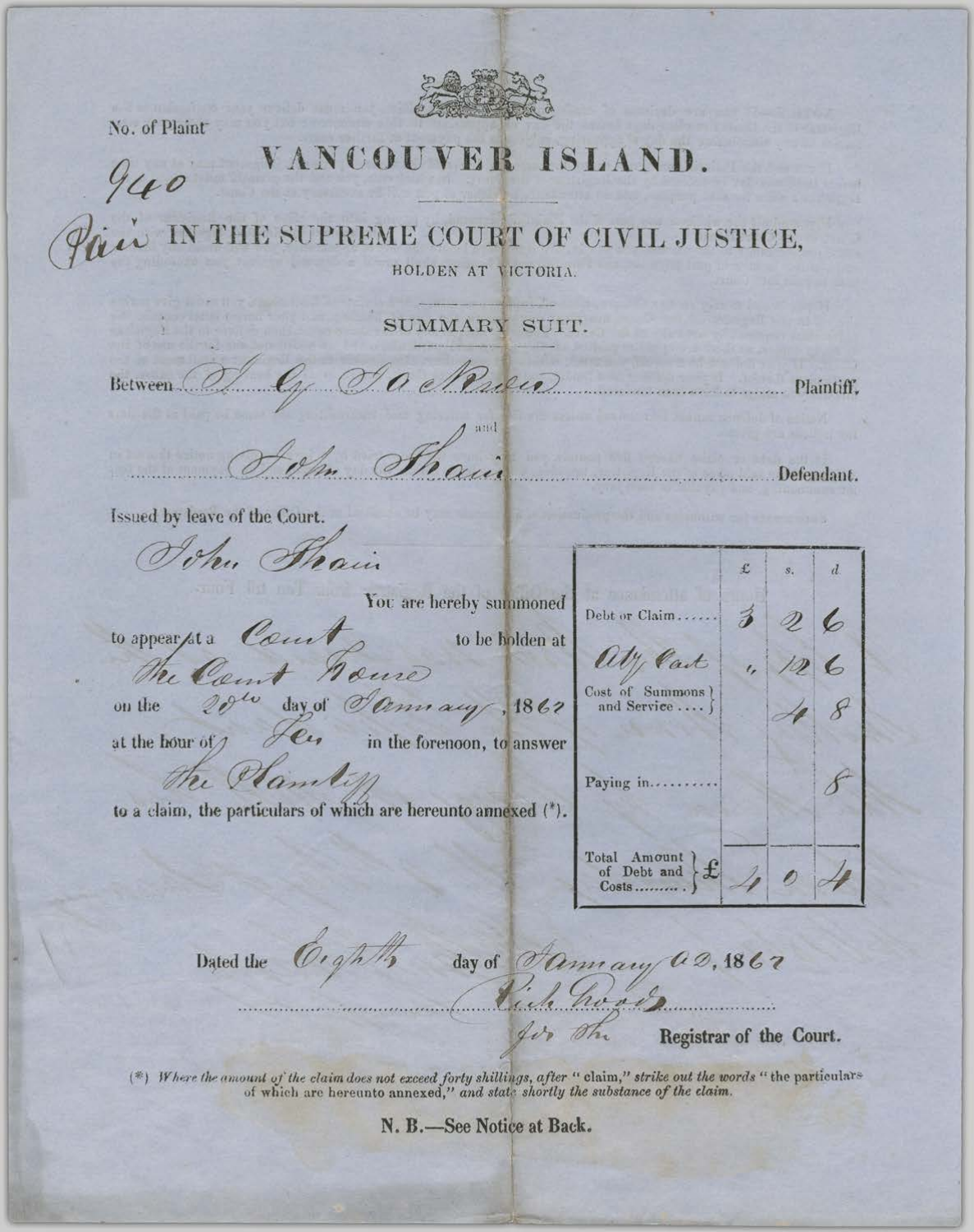No. of Plaint

940

Paid

# VANCOUVER ISLAND.

## IN THE SUPREME COURT OF CIVIL JUSTICE,

HOLDEN AT VICTORIA.

### SUMMARY SUIT.

Between J. G. Jackson ... Plaintiff,

and

John Shaw ... Defendant.

Issued by leave of the Court.

John Shaw

You are hereby summoned to appear at a Court to be holden at the Court House on the 20th day of January, 1862 at the hour of Ten in the forenoon, to answer the Plaintiff to a claim, the particulars of which are hereunto annexed (*).

| | £ | s. | d. |
|---|---|---|---|
| Debt or Claim...... | 3 | 2 | 6 |
| Atty Cost | " | 12 | 6 |
| Cost of Summons and Service.... | | 4 | 8 |
| Paying in......... | | | 8 |
| Total Amount of Debt and Costs......... £ | 4 | 0 | 4 |

Dated the Eighth day of January AD, 1862

Rich Wood

for the Registrar of the Court.

(*) *Where the amount of the claim does not exceed forty shillings, after "claim," strike out the words "the particulars of which are hereunto annexed," and state shortly the substance of the claim.*

**N. B.—See Notice at Back.**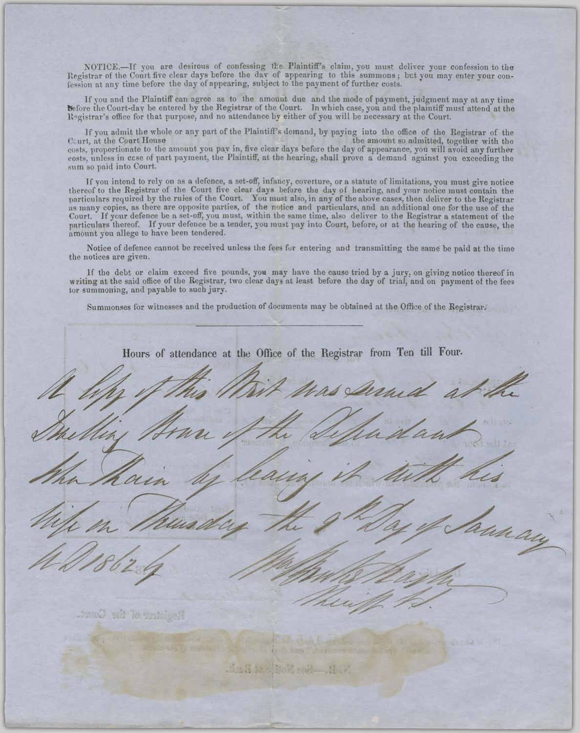NOTICE.—If you are desirous of confessing the Plaintiff's claim, you must deliver your confession to the Registrar of the Court five clear days before the day of appearing to this summons; but you may enter your confession at any time before the day of appearing, subject to the payment of further costs.

If you and the Plaintiff can agree as to the amount due and the mode of payment, judgment may at any time before the Court-day be entered by the Registrar of the Court. In which case, you and the plaintiff must attend at the Registrar's office for that purpose, and no attendance by either of you will be necessary at the Court.

If you admit the whole or any part of the Plaintiff's demand, by paying into the office of the Registrar of the Court, at the Court House the amount so admitted, together with the costs, proportionate to the amount you pay in, five clear days before the day of appearance, you will avoid any further costs, unless in case of part payment, the Plaintiff, at the hearing, shall prove a demand against you exceeding the sum so paid into Court.

If you intend to rely on as a defence, a set-off, infancy, coverture, or a statute of limitations, you must give notice thereof to the Registrar of the Court five clear days before the day of hearing, and your notice must contain the particulars required by the rules of the Court. You must also, in any of the above cases, then deliver to the Registrar as many copies, as there are opposite parties, of the notice and particulars, and an additional one for the use of the Court. If your defence be a set-off, you must, within the same time, also deliver to the Registrar a statement of the particulars thereof. If your defence be a tender, you must pay into Court, before, or at the hearing of the cause, the amount you allege to have been tendered.

Notice of defence cannot be received unless the fees for entering and transmitting the same be paid at the time the notices are given.

If the debt or claim exceed five pounds, you may have the cause tried by a jury, on giving notice thereof in writing at the said office of the Registrar, two clear days at least before the day of trial, and on payment of the fees for summoning, and payable to such jury.

Summonses for witnesses and the production of documents may be obtained at the Office of the Registrar.

---

Hours of attendance at the Office of the Registrar from Ten till Four.

A Copy of this Writ was served at the Dwelling House of the Defendant John Thain by leaving it with his Wife on Thursday the 9th Day of January AD 1862

Wm. Charles Haste
Sheriff P.D.